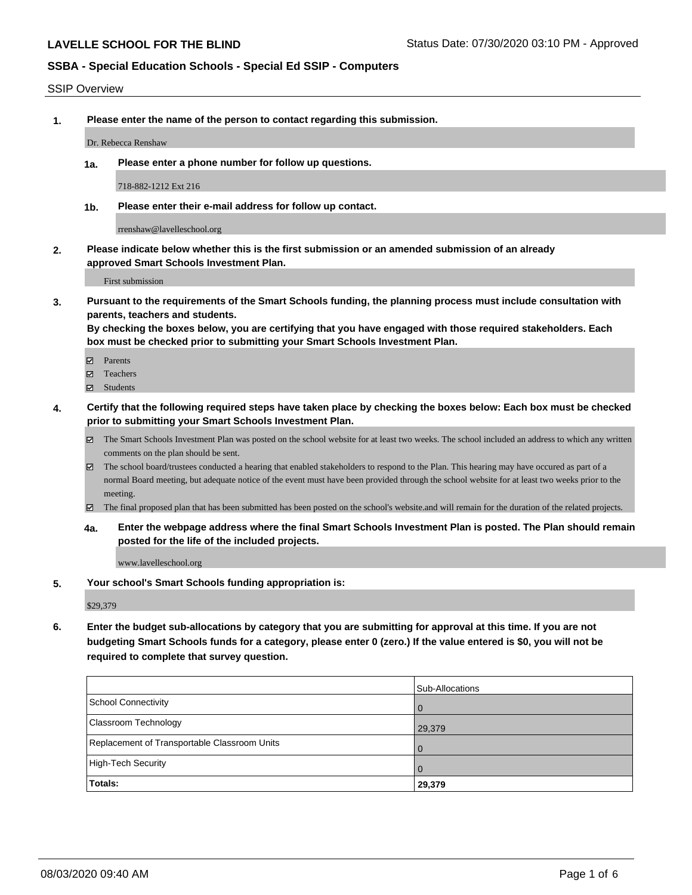**LAVELLE SCHOOL FOR THE BLIND**

Status Date: 07/30/2020 03:10 PM - Approved

## SSBA - Special Education Schools - Special Ed SSIP - Computers

### SSIP Overview

**1. Please enter the name of the person to contact regarding this submission.**

Dr. Rebecca Renshaw

**1a. Please enter a phone number for follow up questions.**

718-882-1212 Ext 216

**1b. Please enter their e-mail address for follow up contact.**

rrenshaw@lavelleschool.org

**2. Please indicate below whether this is the first submission or an amended submission of an already approved Smart Schools Investment Plan.**

First submission

**3. Pursuant to the requirements of the Smart Schools funding, the planning process must include consultation with parents, teachers and students.**
**By checking the boxes below, you are certifying that you have engaged with those required stakeholders. Each box must be checked prior to submitting your Smart Schools Investment Plan.**

- ☑ Parents
- ☑ Teachers
- ☑ Students

**4. Certify that the following required steps have taken place by checking the boxes below: Each box must be checked prior to submitting your Smart Schools Investment Plan.**

- ☑ The Smart Schools Investment Plan was posted on the school website for at least two weeks. The school included an address to which any written comments on the plan should be sent.
- ☑ The school board/trustees conducted a hearing that enabled stakeholders to respond to the Plan. This hearing may have occured as part of a normal Board meeting, but adequate notice of the event must have been provided through the school website for at least two weeks prior to the meeting.
- ☑ The final proposed plan that has been submitted has been posted on the school's website.and will remain for the duration of the related projects.

**4a. Enter the webpage address where the final Smart Schools Investment Plan is posted. The Plan should remain posted for the life of the included projects.**

www.lavelleschool.org

**5. Your school's Smart Schools funding appropriation is:**

$29,379

**6. Enter the budget sub-allocations by category that you are submitting for approval at this time. If you are not budgeting Smart Schools funds for a category, please enter 0 (zero.) If the value entered is $0, you will not be required to complete that survey question.**

| | Sub-Allocations |
|---|---|
| School Connectivity | 0 |
| Classroom Technology | 29,379 |
| Replacement of Transportable Classroom Units | 0 |
| High-Tech Security | 0 |
| **Totals:** | **29,379** |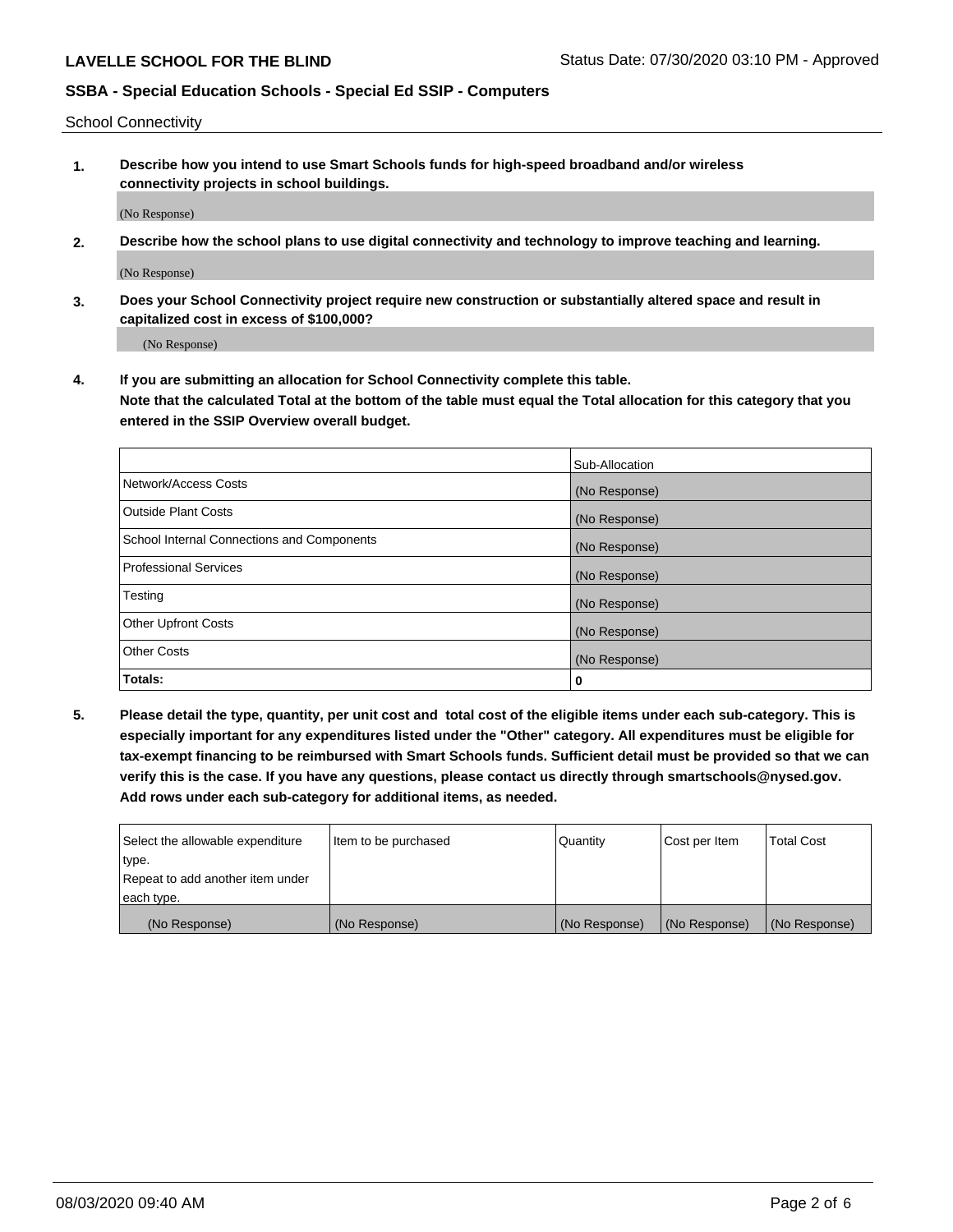School Connectivity

1. **Describe how you intend to use Smart Schools funds for high-speed broadband and/or wireless connectivity projects in school buildings.**

   (No Response)

2. **Describe how the school plans to use digital connectivity and technology to improve teaching and learning.**

   (No Response)

3. **Does your School Connectivity project require new construction or substantially altered space and result in capitalized cost in excess of $100,000?**

   (No Response)

4. **If you are submitting an allocation for School Connectivity complete this table. Note that the calculated Total at the bottom of the table must equal the Total allocation for this category that you entered in the SSIP Overview overall budget.**

| | Sub-Allocation |
|---|---|
| Network/Access Costs | (No Response) |
| Outside Plant Costs | (No Response) |
| School Internal Connections and Components | (No Response) |
| Professional Services | (No Response) |
| Testing | (No Response) |
| Other Upfront Costs | (No Response) |
| Other Costs | (No Response) |
| **Totals:** | **0** |

5. **Please detail the type, quantity, per unit cost and total cost of the eligible items under each sub-category. This is especially important for any expenditures listed under the "Other" category. All expenditures must be eligible for tax-exempt financing to be reimbursed with Smart Schools funds. Sufficient detail must be provided so that we can verify this is the case. If you have any questions, please contact us directly through smartschools@nysed.gov. Add rows under each sub-category for additional items, as needed.**

| Select the allowable expenditure type. Repeat to add another item under each type. | Item to be purchased | Quantity | Cost per Item | Total Cost |
|---|---|---|---|---|
| (No Response) | (No Response) | (No Response) | (No Response) | (No Response) |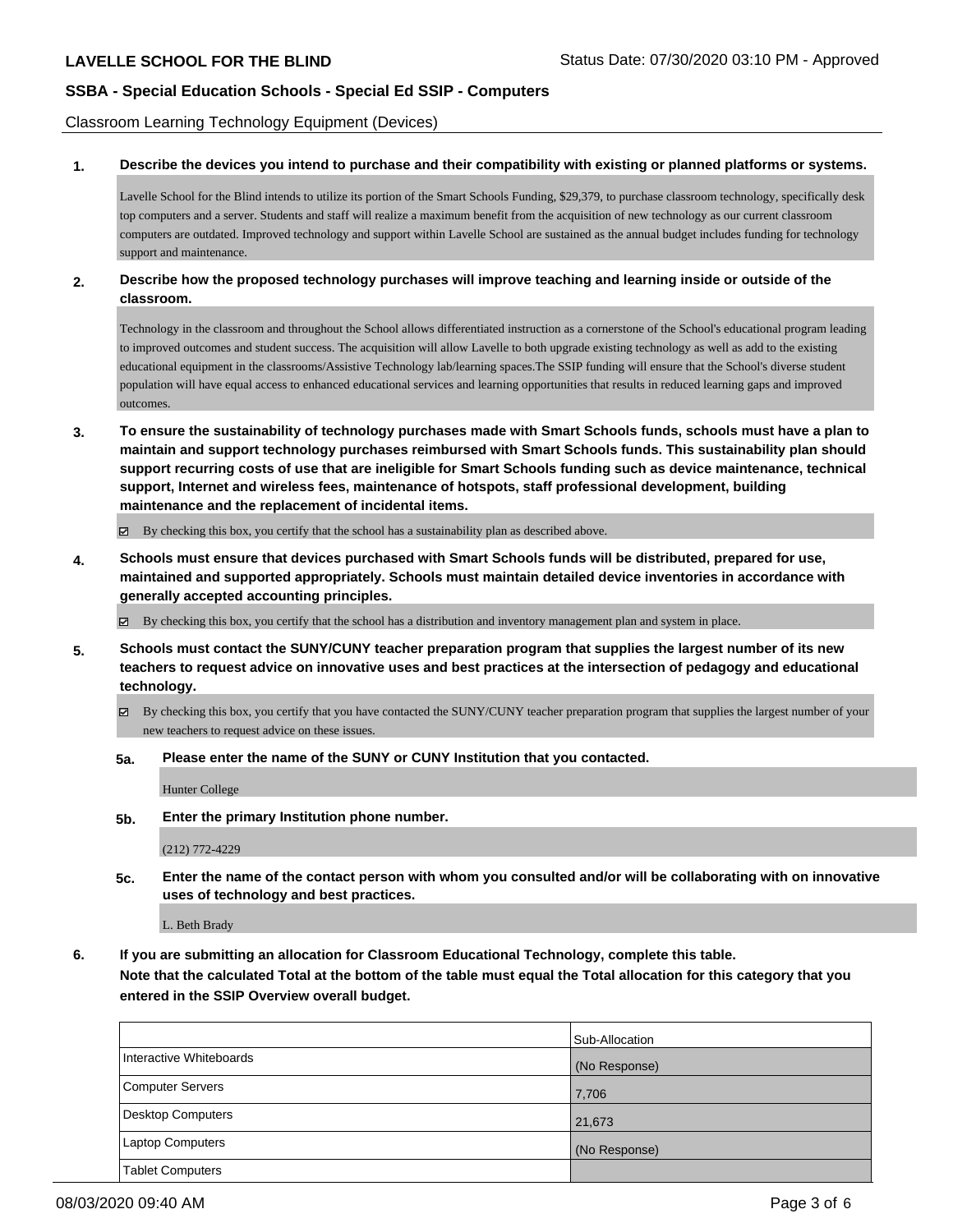Classroom Learning Technology Equipment (Devices)

**1. Describe the devices you intend to purchase and their compatibility with existing or planned platforms or systems.**

Lavelle School for the Blind intends to utilize its portion of the Smart Schools Funding, $29,379, to purchase classroom technology, specifically desk top computers and a server. Students and staff will realize a maximum benefit from the acquisition of new technology as our current classroom computers are outdated. Improved technology and support within Lavelle School are sustained as the annual budget includes funding for technology support and maintenance.

**2. Describe how the proposed technology purchases will improve teaching and learning inside or outside of the classroom.**

Technology in the classroom and throughout the School allows differentiated instruction as a cornerstone of the School's educational program leading to improved outcomes and student success. The acquisition will allow Lavelle to both upgrade existing technology as well as add to the existing educational equipment in the classrooms/Assistive Technology lab/learning spaces.The SSIP funding will ensure that the School's diverse student population will have equal access to enhanced educational services and learning opportunities that results in reduced learning gaps and improved outcomes.

**3. To ensure the sustainability of technology purchases made with Smart Schools funds, schools must have a plan to maintain and support technology purchases reimbursed with Smart Schools funds. This sustainability plan should support recurring costs of use that are ineligible for Smart Schools funding such as device maintenance, technical support, Internet and wireless fees, maintenance of hotspots, staff professional development, building maintenance and the replacement of incidental items.**

☑ By checking this box, you certify that the school has a sustainability plan as described above.

**4. Schools must ensure that devices purchased with Smart Schools funds will be distributed, prepared for use, maintained and supported appropriately. Schools must maintain detailed device inventories in accordance with generally accepted accounting principles.**

☑ By checking this box, you certify that the school has a distribution and inventory management plan and system in place.

**5. Schools must contact the SUNY/CUNY teacher preparation program that supplies the largest number of its new teachers to request advice on innovative uses and best practices at the intersection of pedagogy and educational technology.**

☑ By checking this box, you certify that you have contacted the SUNY/CUNY teacher preparation program that supplies the largest number of your new teachers to request advice on these issues.

**5a. Please enter the name of the SUNY or CUNY Institution that you contacted.**

Hunter College

**5b. Enter the primary Institution phone number.**

(212) 772-4229

**5c. Enter the name of the contact person with whom you consulted and/or will be collaborating with on innovative uses of technology and best practices.**

L. Beth Brady

**6. If you are submitting an allocation for Classroom Educational Technology, complete this table.**
**Note that the calculated Total at the bottom of the table must equal the Total allocation for this category that you entered in the SSIP Overview overall budget.**

| | Sub-Allocation |
|---|---|
| Interactive Whiteboards | (No Response) |
| Computer Servers | 7,706 |
| Desktop Computers | 21,673 |
| Laptop Computers | (No Response) |
| Tablet Computers | |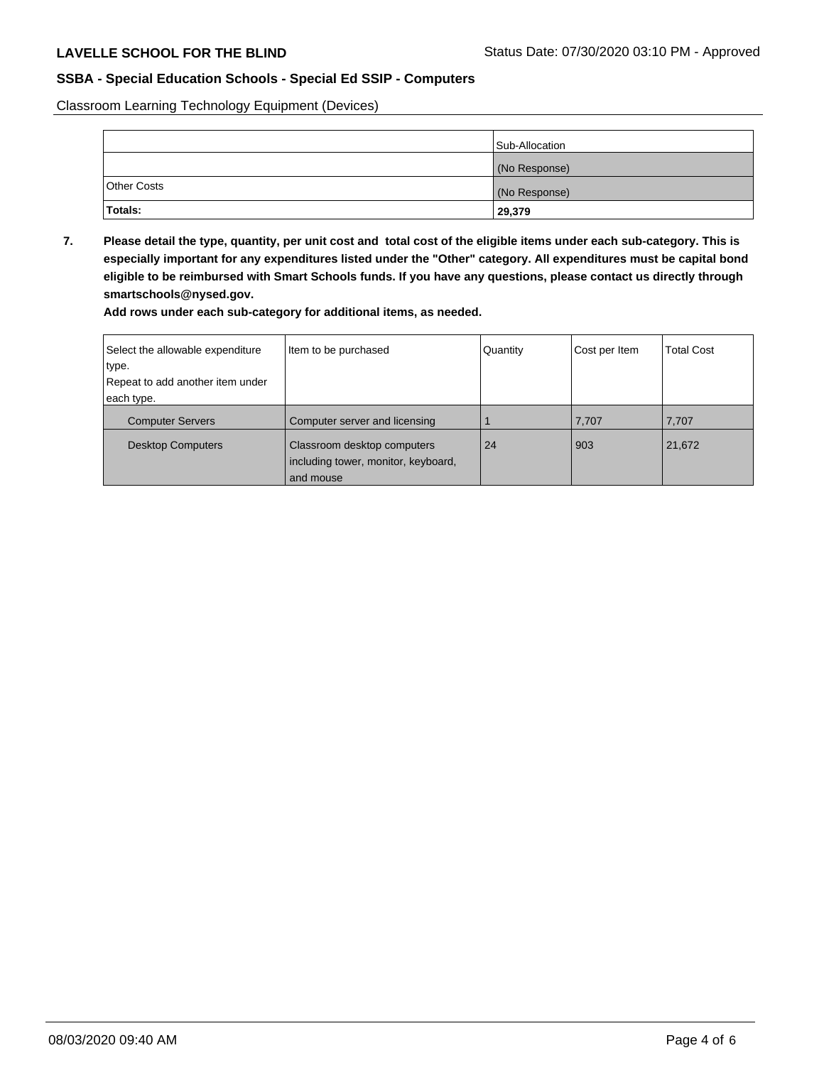Classroom Learning Technology Equipment (Devices)

| | Sub-Allocation |
|---|---|
| | (No Response) |
| Other Costs | (No Response) |
| **Totals:** | **29,379** |

**7. Please detail the type, quantity, per unit cost and total cost of the eligible items under each sub-category. This is especially important for any expenditures listed under the "Other" category. All expenditures must be capital bond eligible to be reimbursed with Smart Schools funds. If you have any questions, please contact us directly through smartschools@nysed.gov.**

**Add rows under each sub-category for additional items, as needed.**

| Select the allowable expenditure type. Repeat to add another item under each type. | Item to be purchased | Quantity | Cost per Item | Total Cost |
|---|---|---|---|---|
| Computer Servers | Computer server and licensing | 1 | 7,707 | 7,707 |
| Desktop Computers | Classroom desktop computers including tower, monitor, keyboard, and mouse | 24 | 903 | 21,672 |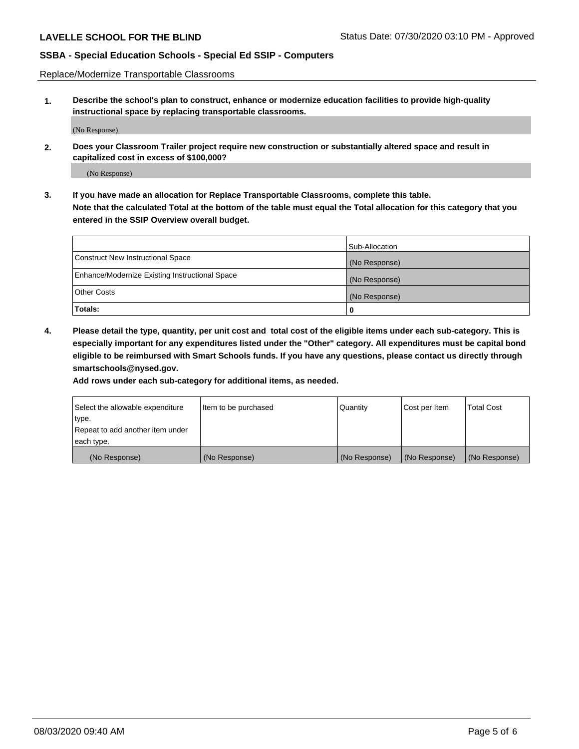Replace/Modernize Transportable Classrooms

**1. Describe the school's plan to construct, enhance or modernize education facilities to provide high-quality instructional space by replacing transportable classrooms.**

(No Response)

**2. Does your Classroom Trailer project require new construction or substantially altered space and result in capitalized cost in excess of $100,000?**

(No Response)

**3. If you have made an allocation for Replace Transportable Classrooms, complete this table. Note that the calculated Total at the bottom of the table must equal the Total allocation for this category that you entered in the SSIP Overview overall budget.**

| | Sub-Allocation |
|---|---|
| Construct New Instructional Space | (No Response) |
| Enhance/Modernize Existing Instructional Space | (No Response) |
| Other Costs | (No Response) |
| **Totals:** | 0 |

**4. Please detail the type, quantity, per unit cost and total cost of the eligible items under each sub-category. This is especially important for any expenditures listed under the "Other" category. All expenditures must be capital bond eligible to be reimbursed with Smart Schools funds. If you have any questions, please contact us directly through smartschools@nysed.gov.**

**Add rows under each sub-category for additional items, as needed.**

| Select the allowable expenditure type. Repeat to add another item under each type. | Item to be purchased | Quantity | Cost per Item | Total Cost |
|---|---|---|---|---|
| (No Response) | (No Response) | (No Response) | (No Response) | (No Response) |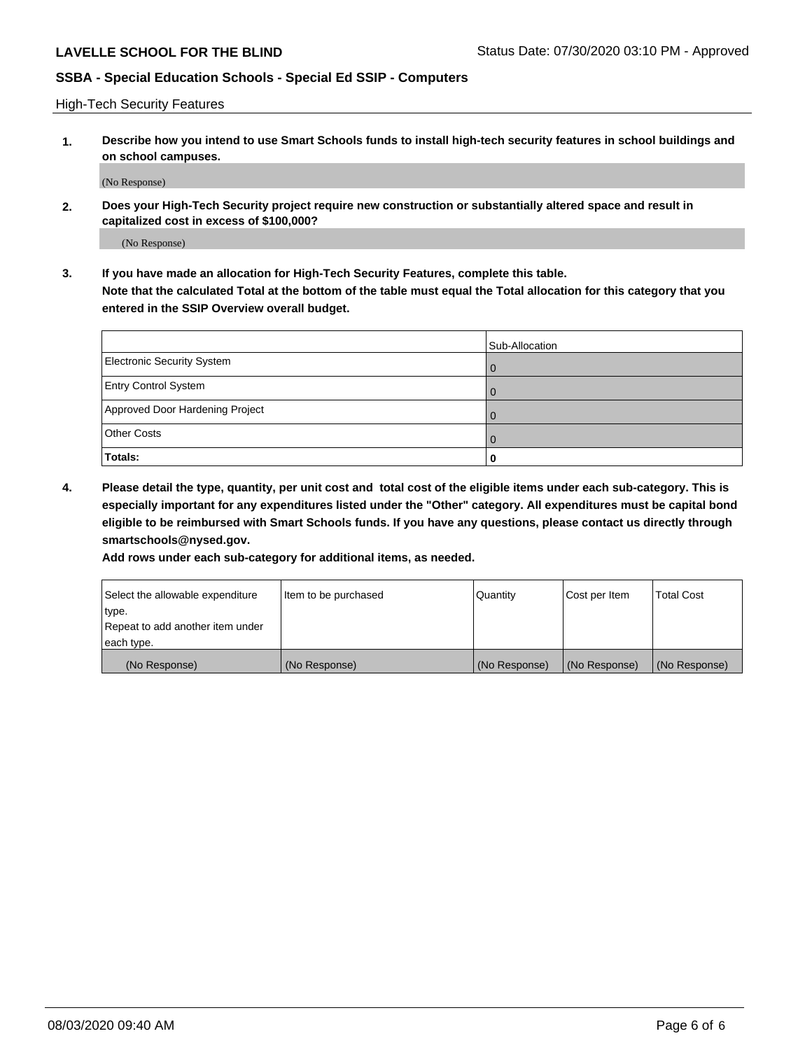High-Tech Security Features

**1. Describe how you intend to use Smart Schools funds to install high-tech security features in school buildings and on school campuses.**

(No Response)

**2. Does your High-Tech Security project require new construction or substantially altered space and result in capitalized cost in excess of $100,000?**

(No Response)

**3. If you have made an allocation for High-Tech Security Features, complete this table.**
**Note that the calculated Total at the bottom of the table must equal the Total allocation for this category that you entered in the SSIP Overview overall budget.**

| | Sub-Allocation |
|---|---|
| Electronic Security System | 0 |
| Entry Control System | 0 |
| Approved Door Hardening Project | 0 |
| Other Costs | 0 |
| **Totals:** | **0** |

**4. Please detail the type, quantity, per unit cost and total cost of the eligible items under each sub-category. This is especially important for any expenditures listed under the "Other" category. All expenditures must be capital bond eligible to be reimbursed with Smart Schools funds. If you have any questions, please contact us directly through smartschools@nysed.gov.**

**Add rows under each sub-category for additional items, as needed.**

| Select the allowable expenditure type. Repeat to add another item under each type. | Item to be purchased | Quantity | Cost per Item | Total Cost |
|---|---|---|---|---|
| (No Response) | (No Response) | (No Response) | (No Response) | (No Response) |